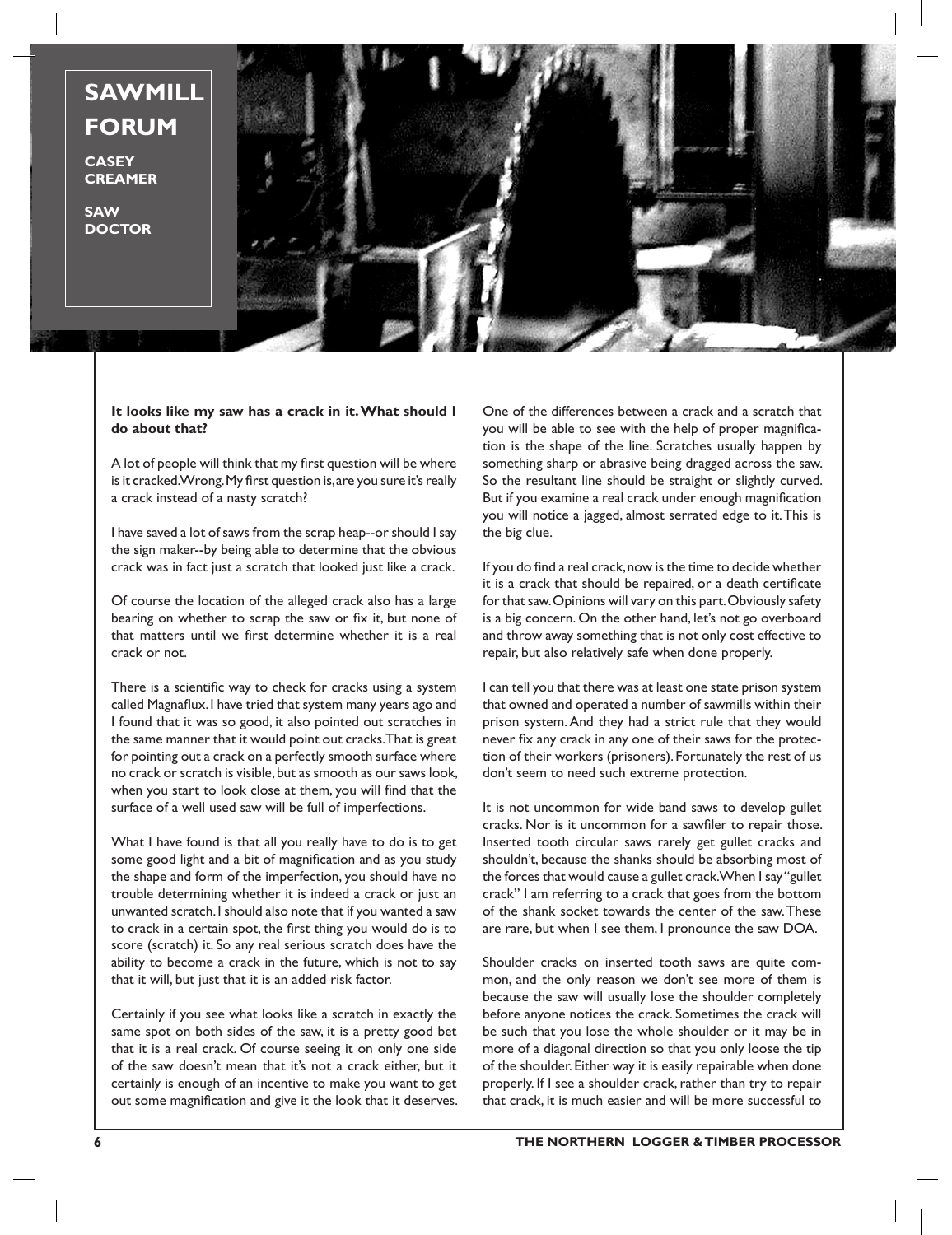# SAWMILL FORUM

**CASEY CREAMER**

**SAW DOCTOR**

**It looks like my saw has a crack in it. What should I do about that?**

A lot of people will think that my first question will be where is it cracked. Wrong. My first question is, are you sure it's really a crack instead of a nasty scratch?

I have saved a lot of saws from the scrap heap--or should I say the sign maker--by being able to determine that the obvious crack was in fact just a scratch that looked just like a crack.

Of course the location of the alleged crack also has a large bearing on whether to scrap the saw or fix it, but none of that matters until we first determine whether it is a real crack or not.

There is a scientific way to check for cracks using a system called Magnaflux. I have tried that system many years ago and I found that it was so good, it also pointed out scratches in the same manner that it would point out cracks. That is great for pointing out a crack on a perfectly smooth surface where no crack or scratch is visible, but as smooth as our saws look, when you start to look close at them, you will find that the surface of a well used saw will be full of imperfections.

What I have found is that all you really have to do is to get some good light and a bit of magnification and as you study the shape and form of the imperfection, you should have no trouble determining whether it is indeed a crack or just an unwanted scratch. I should also note that if you wanted a saw to crack in a certain spot, the first thing you would do is to score (scratch) it. So any real serious scratch does have the ability to become a crack in the future, which is not to say that it will, but just that it is an added risk factor.

Certainly if you see what looks like a scratch in exactly the same spot on both sides of the saw, it is a pretty good bet that it is a real crack. Of course seeing it on only one side of the saw doesn't mean that it's not a crack either, but it certainly is enough of an incentive to make you want to get out some magnification and give it the look that it deserves.

One of the differences between a crack and a scratch that you will be able to see with the help of proper magnification is the shape of the line. Scratches usually happen by something sharp or abrasive being dragged across the saw. So the resultant line should be straight or slightly curved. But if you examine a real crack under enough magnification you will notice a jagged, almost serrated edge to it. This is the big clue.

If you do find a real crack, now is the time to decide whether it is a crack that should be repaired, or a death certificate for that saw. Opinions will vary on this part. Obviously safety is a big concern. On the other hand, let's not go overboard and throw away something that is not only cost effective to repair, but also relatively safe when done properly.

I can tell you that there was at least one state prison system that owned and operated a number of sawmills within their prison system. And they had a strict rule that they would never fix any crack in any one of their saws for the protection of their workers (prisoners). Fortunately the rest of us don't seem to need such extreme protection.

It is not uncommon for wide band saws to develop gullet cracks. Nor is it uncommon for a sawfiler to repair those. Inserted tooth circular saws rarely get gullet cracks and shouldn't, because the shanks should be absorbing most of the forces that would cause a gullet crack. When I say "gullet crack" I am referring to a crack that goes from the bottom of the shank socket towards the center of the saw. These are rare, but when I see them, I pronounce the saw DOA.

Shoulder cracks on inserted tooth saws are quite common, and the only reason we don't see more of them is because the saw will usually lose the shoulder completely before anyone notices the crack. Sometimes the crack will be such that you lose the whole shoulder or it may be in more of a diagonal direction so that you only loose the tip of the shoulder. Either way it is easily repairable when done properly. If I see a shoulder crack, rather than try to repair that crack, it is much easier and will be more successful to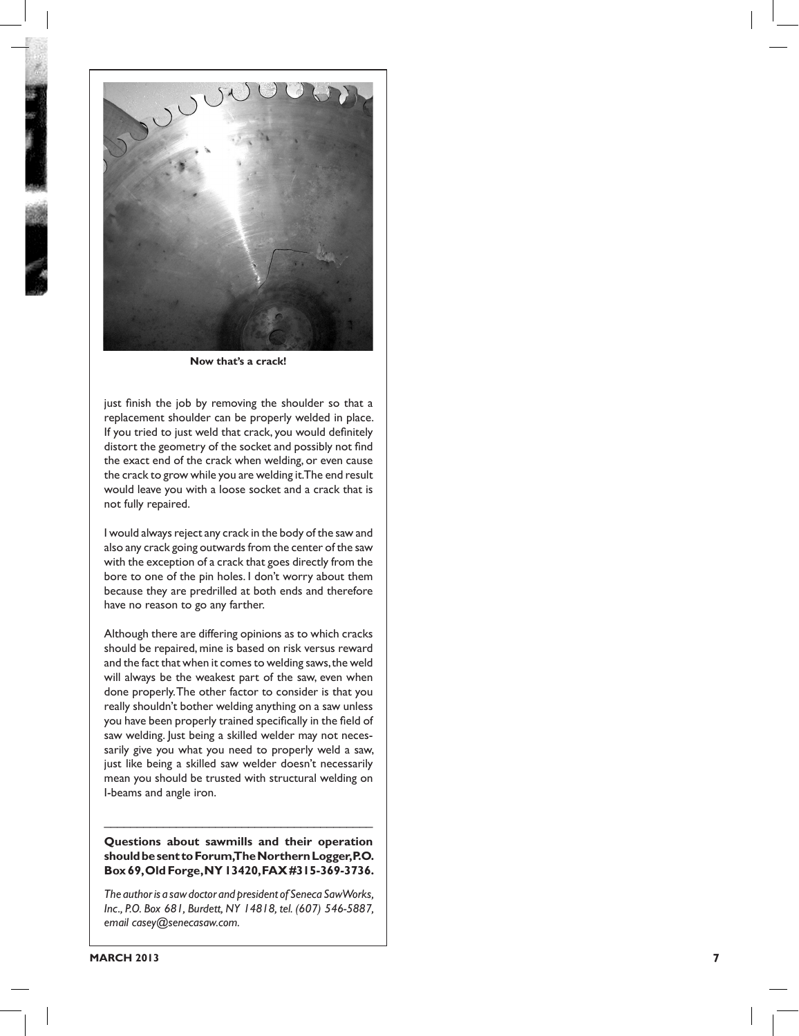Now that's a crack!

just finish the job by removing the shoulder so that a replacement shoulder can be properly welded in place. If you tried to just weld that crack, you would definitely distort the geometry of the socket and possibly not find the exact end of the crack when welding, or even cause the crack to grow while you are welding it. The end result would leave you with a loose socket and a crack that is not fully repaired.

I would always reject any crack in the body of the saw and also any crack going outwards from the center of the saw with the exception of a crack that goes directly from the bore to one of the pin holes. I don't worry about them because they are predrilled at both ends and therefore have no reason to go any farther.

Although there are differing opinions as to which cracks should be repaired, mine is based on risk versus reward and the fact that when it comes to welding saws, the weld will always be the weakest part of the saw, even when done properly. The other factor to consider is that you really shouldn't bother welding anything on a saw unless you have been properly trained specifically in the field of saw welding. Just being a skilled welder may not necessarily give you what you need to properly weld a saw, just like being a skilled saw welder doesn't necessarily mean you should be trusted with structural welding on I-beams and angle iron.

---

**Questions about sawmills and their operation should be sent to Forum, The Northern Logger, P.O. Box 69, Old Forge, NY 13420, FAX #315-369-3736.**

*The author is a saw doctor and president of Seneca SawWorks, Inc., P.O. Box 681, Burdett, NY 14818, tel. (607) 546-5887, email casey@senecasaw.com.*